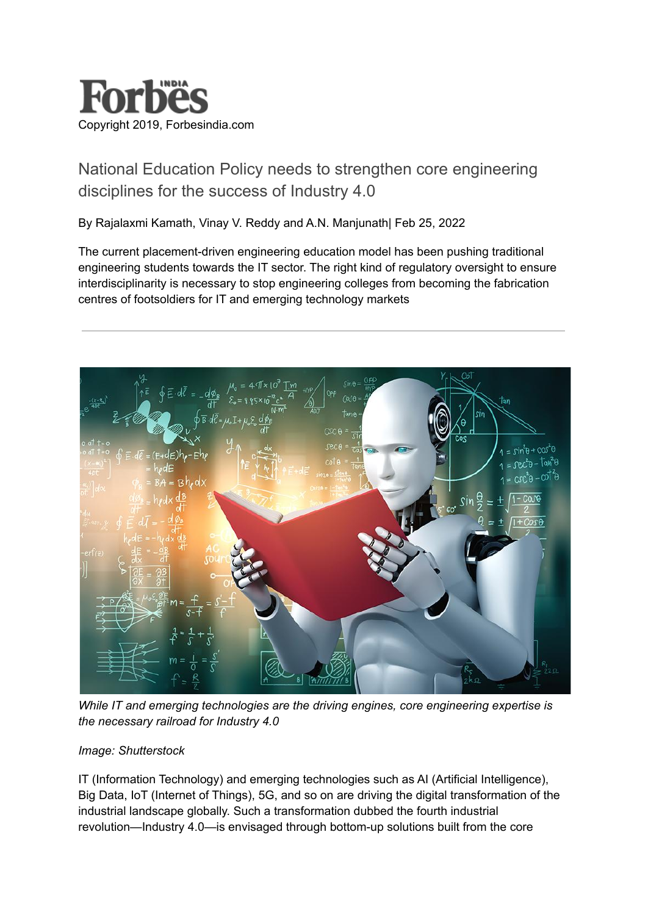Forbes INDIA

Copyright 2019, Forbesindia.com

# National Education Policy needs to strengthen core engineering disciplines for the success of Industry 4.0

By Rajalaxmi Kamath, Vinay V. Reddy and A.N. Manjunath| Feb 25, 2022

The current placement-driven engineering education model has been pushing traditional engineering students towards the IT sector. The right kind of regulatory oversight to ensure interdisciplinarity is necessary to stop engineering colleges from becoming the fabrication centres of footsoldiers for IT and emerging technology markets

---

*While IT and emerging technologies are the driving engines, core engineering expertise is the necessary railroad for Industry 4.0*

*Image: Shutterstock*

IT (Information Technology) and emerging technologies such as AI (Artificial Intelligence), Big Data, IoT (Internet of Things), 5G, and so on are driving the digital transformation of the industrial landscape globally. Such a transformation dubbed the fourth industrial revolution—Industry 4.0—is envisaged through bottom-up solutions built from the core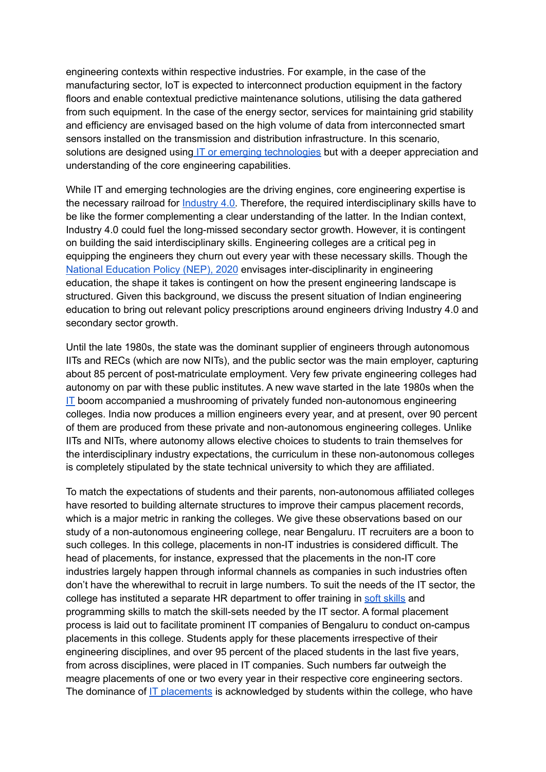engineering contexts within respective industries. For example, in the case of the manufacturing sector, IoT is expected to interconnect production equipment in the factory floors and enable contextual predictive maintenance solutions, utilising the data gathered from such equipment. In the case of the energy sector, services for maintaining grid stability and efficiency are envisaged based on the high volume of data from interconnected smart sensors installed on the transmission and distribution infrastructure. In this scenario, solutions are designed using IT or emerging technologies but with a deeper appreciation and understanding of the core engineering capabilities.

While IT and emerging technologies are the driving engines, core engineering expertise is the necessary railroad for Industry 4.0. Therefore, the required interdisciplinary skills have to be like the former complementing a clear understanding of the latter. In the Indian context, Industry 4.0 could fuel the long-missed secondary sector growth. However, it is contingent on building the said interdisciplinary skills. Engineering colleges are a critical peg in equipping the engineers they churn out every year with these necessary skills. Though the National Education Policy (NEP), 2020 envisages inter-disciplinarity in engineering education, the shape it takes is contingent on how the present engineering landscape is structured. Given this background, we discuss the present situation of Indian engineering education to bring out relevant policy prescriptions around engineers driving Industry 4.0 and secondary sector growth.

Until the late 1980s, the state was the dominant supplier of engineers through autonomous IITs and RECs (which are now NITs), and the public sector was the main employer, capturing about 85 percent of post-matriculate employment. Very few private engineering colleges had autonomy on par with these public institutes. A new wave started in the late 1980s when the IT boom accompanied a mushrooming of privately funded non-autonomous engineering colleges. India now produces a million engineers every year, and at present, over 90 percent of them are produced from these private and non-autonomous engineering colleges. Unlike IITs and NITs, where autonomy allows elective choices to students to train themselves for the interdisciplinary industry expectations, the curriculum in these non-autonomous colleges is completely stipulated by the state technical university to which they are affiliated.

To match the expectations of students and their parents, non-autonomous affiliated colleges have resorted to building alternate structures to improve their campus placement records, which is a major metric in ranking the colleges. We give these observations based on our study of a non-autonomous engineering college, near Bengaluru. IT recruiters are a boon to such colleges. In this college, placements in non-IT industries is considered difficult. The head of placements, for instance, expressed that the placements in the non-IT core industries largely happen through informal channels as companies in such industries often don't have the wherewithal to recruit in large numbers. To suit the needs of the IT sector, the college has instituted a separate HR department to offer training in soft skills and programming skills to match the skill-sets needed by the IT sector. A formal placement process is laid out to facilitate prominent IT companies of Bengaluru to conduct on-campus placements in this college. Students apply for these placements irrespective of their engineering disciplines, and over 95 percent of the placed students in the last five years, from across disciplines, were placed in IT companies. Such numbers far outweigh the meagre placements of one or two every year in their respective core engineering sectors. The dominance of IT placements is acknowledged by students within the college, who have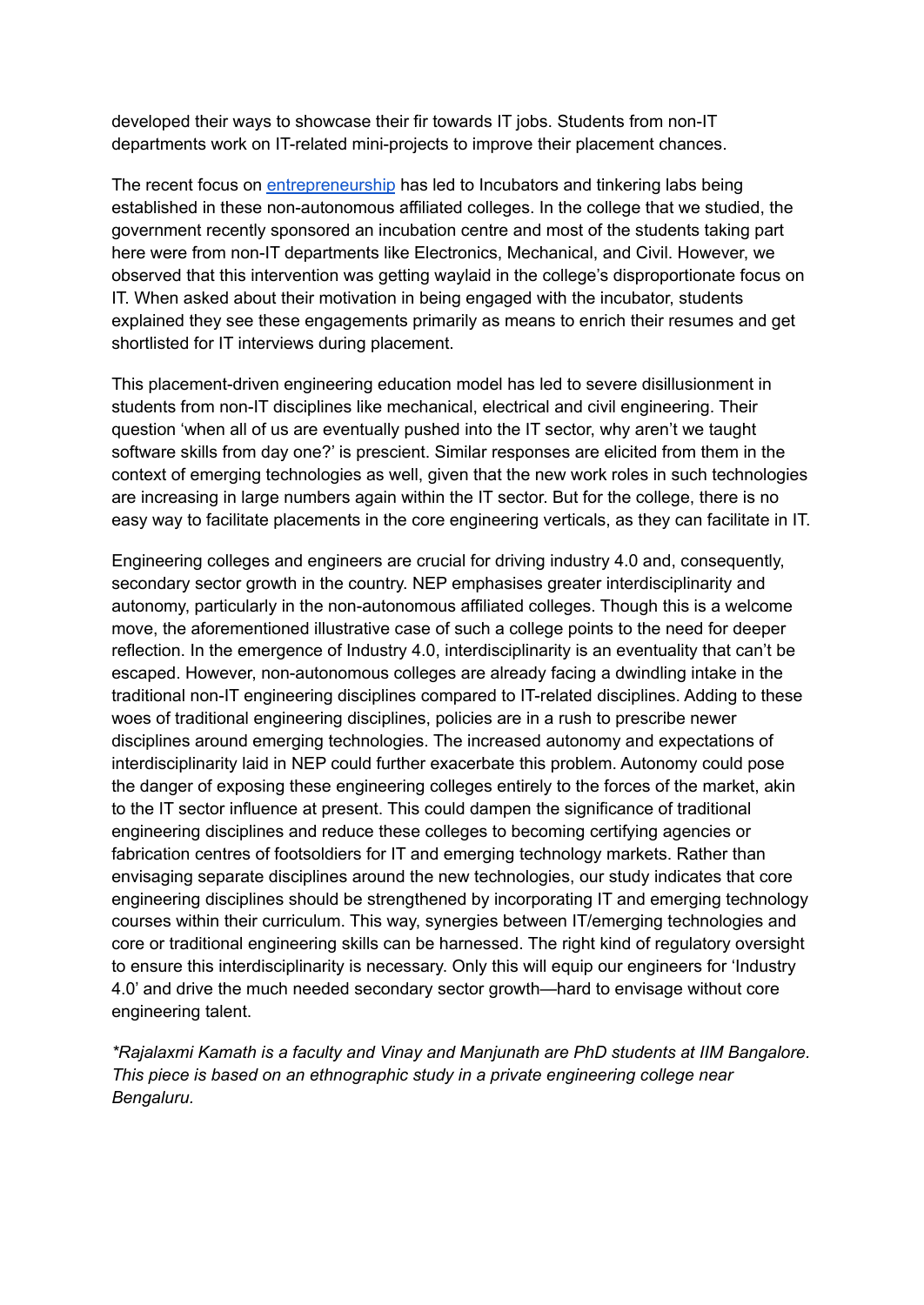developed their ways to showcase their fir towards IT jobs. Students from non-IT departments work on IT-related mini-projects to improve their placement chances.

The recent focus on [entrepreneurship]() has led to Incubators and tinkering labs being established in these non-autonomous affiliated colleges. In the college that we studied, the government recently sponsored an incubation centre and most of the students taking part here were from non-IT departments like Electronics, Mechanical, and Civil. However, we observed that this intervention was getting waylaid in the college's disproportionate focus on IT. When asked about their motivation in being engaged with the incubator, students explained they see these engagements primarily as means to enrich their resumes and get shortlisted for IT interviews during placement.

This placement-driven engineering education model has led to severe disillusionment in students from non-IT disciplines like mechanical, electrical and civil engineering. Their question 'when all of us are eventually pushed into the IT sector, why aren't we taught software skills from day one?' is prescient. Similar responses are elicited from them in the context of emerging technologies as well, given that the new work roles in such technologies are increasing in large numbers again within the IT sector. But for the college, there is no easy way to facilitate placements in the core engineering verticals, as they can facilitate in IT.

Engineering colleges and engineers are crucial for driving industry 4.0 and, consequently, secondary sector growth in the country. NEP emphasises greater interdisciplinarity and autonomy, particularly in the non-autonomous affiliated colleges. Though this is a welcome move, the aforementioned illustrative case of such a college points to the need for deeper reflection. In the emergence of Industry 4.0, interdisciplinarity is an eventuality that can't be escaped. However, non-autonomous colleges are already facing a dwindling intake in the traditional non-IT engineering disciplines compared to IT-related disciplines. Adding to these woes of traditional engineering disciplines, policies are in a rush to prescribe newer disciplines around emerging technologies. The increased autonomy and expectations of interdisciplinarity laid in NEP could further exacerbate this problem. Autonomy could pose the danger of exposing these engineering colleges entirely to the forces of the market, akin to the IT sector influence at present. This could dampen the significance of traditional engineering disciplines and reduce these colleges to becoming certifying agencies or fabrication centres of footsoldiers for IT and emerging technology markets. Rather than envisaging separate disciplines around the new technologies, our study indicates that core engineering disciplines should be strengthened by incorporating IT and emerging technology courses within their curriculum. This way, synergies between IT/emerging technologies and core or traditional engineering skills can be harnessed. The right kind of regulatory oversight to ensure this interdisciplinarity is necessary. Only this will equip our engineers for 'Industry 4.0' and drive the much needed secondary sector growth—hard to envisage without core engineering talent.

*\*Rajalaxmi Kamath is a faculty and Vinay and Manjunath are PhD students at IIM Bangalore. This piece is based on an ethnographic study in a private engineering college near Bengaluru.*